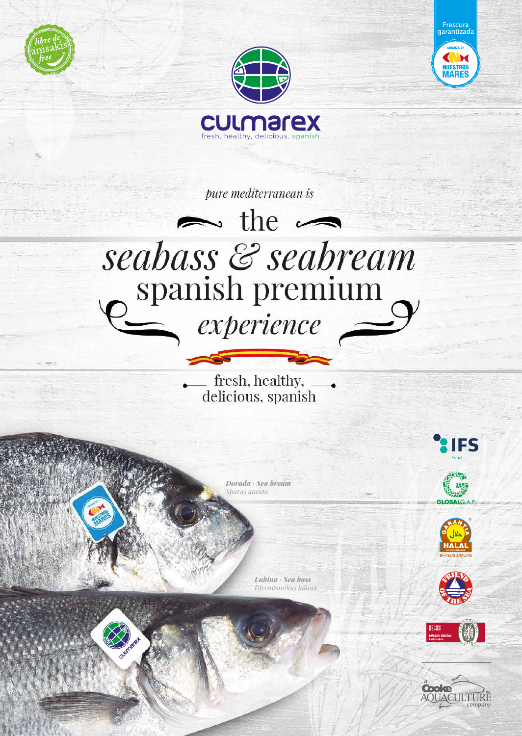libre de anisakis free

Frescura garantizada

CRIANZA DE NUESTROS MARES

# culmarex

fresh, healthy, delicious, spanish.

*pure mediterranean is*

# the *seabass & seabream* spanish premium *experience*

fresh, healthy, delicious, spanish

***Dorada · Sea bream***
*Sparus aurata*

***Lubina · Sea bass***
*Dicentrarchus labrax*

IFS Food

GLOBALG.A.P.

GARANTIA HALAL
IH-736/5.2/MU/45

FRIEND OF THE SEA

ISO 14001
ISO 45001
BUREAU VERITAS Certification

a Cooke AQUACULTURE company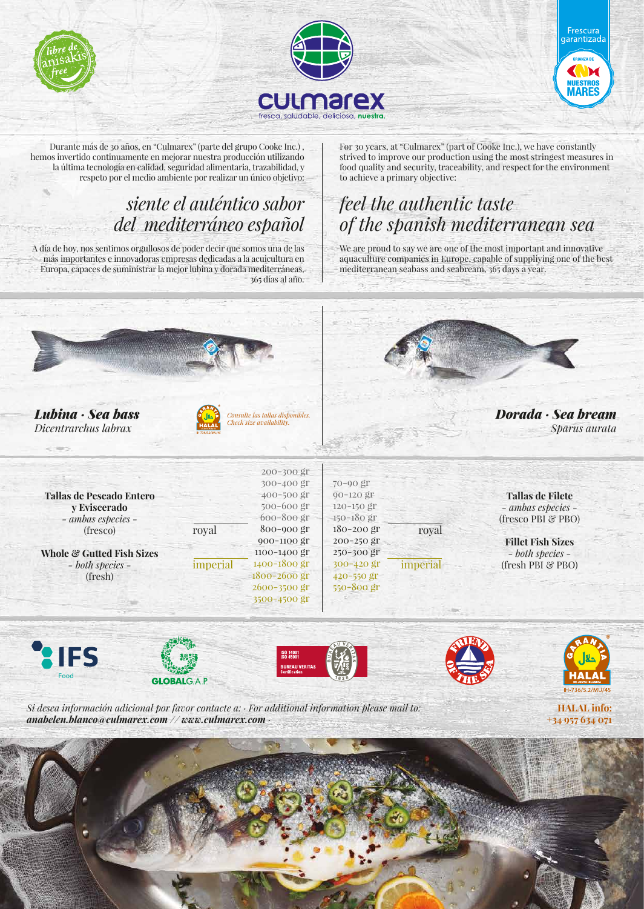libre de anisakis free

culmarex

fresca, saludable, deliciosa, **nuestra.**

Frescura garantizada

CRIANZA DE NUESTROS MARES

Durante más de 30 años, en "Culmarex" (parte del grupo Cooke Inc.), hemos invertido continuamente en mejorar nuestra producción utilizando la última tecnología en calidad, seguridad alimentaria, trazabilidad, y respeto por el medio ambiente por realizar un único objetivo:

## *siente el auténtico sabor del mediterráneo español*

A día de hoy, nos sentimos orgullosos de poder decir que somos una de las más importantes e innovadoras empresas dedicadas a la acuicultura en Europa, capaces de suministrar la mejor lubina y dorada mediterráneas, 365 días al año.

For 30 years, at "Culmarex" (part of Cooke Inc.), we have constantly strived to improve our production using the most stringest measures in food quality and security, traceability, and respect for the environment to achieve a primary objective:

## *feel the authentic taste of the spanish mediterranean sea*

We are proud to say we are one of the most important and innovative aquaculture companies in Europe, capable of supplying one of the best mediterranean seabass and seabream, 365 days a year.

***Lubina · Sea bass***
*Dicentrarchus labrax*

*Consulte las tallas disponibles. Check size availability.*

***Dorada · Sea bream***
*Sparus aurata*

**Tallas de Pescado Entero y Eviscerado**
*- ambas especies -*
(fresco)

**Whole & Gutted Fish Sizes**
*- both species -*
(fresh)

| Lubina | | Dorada | |
|---|---|---|---|
| | 200-300 gr | | |
| | 300-400 gr | 70-90 gr | |
| | 400-500 gr | 90-120 gr | |
| | 500-600 gr | 120-150 gr | |
| | 600-800 gr | 150-180 gr | |
| royal | 800-900 gr | 180-200 gr | royal |
| | 900-1100 gr | 200-250 gr | |
| | 1100-1400 gr | 250-300 gr | |
| imperial | 1400-1800 gr | 300-420 gr | imperial |
| | 1800-2600 gr | 420-550 gr | |
| | 2600-3500 gr | 550-800 gr | |
| | 3500-4500 gr | | |

**Tallas de Filete**
*- ambas especies -*
(fresco PBI & PBO)

**Fillet Fish Sizes**
*- both species -*
(fresh PBI & PBO)

IFS Food · GLOBALG.A.P. · ISO 14001 ISO 45001 BUREAU VERITAS Certification · FRIEND OF THE SEA · GARANTÍA HALAL IH-736/5.2/MU/45

*Si desea información adicional por favor contacte a: · For additional information please mail to:*
***anabelen.blanco@culmarex.com // www.culmarex.com ·***

**HALAL info:**
**+34 957 634 071**